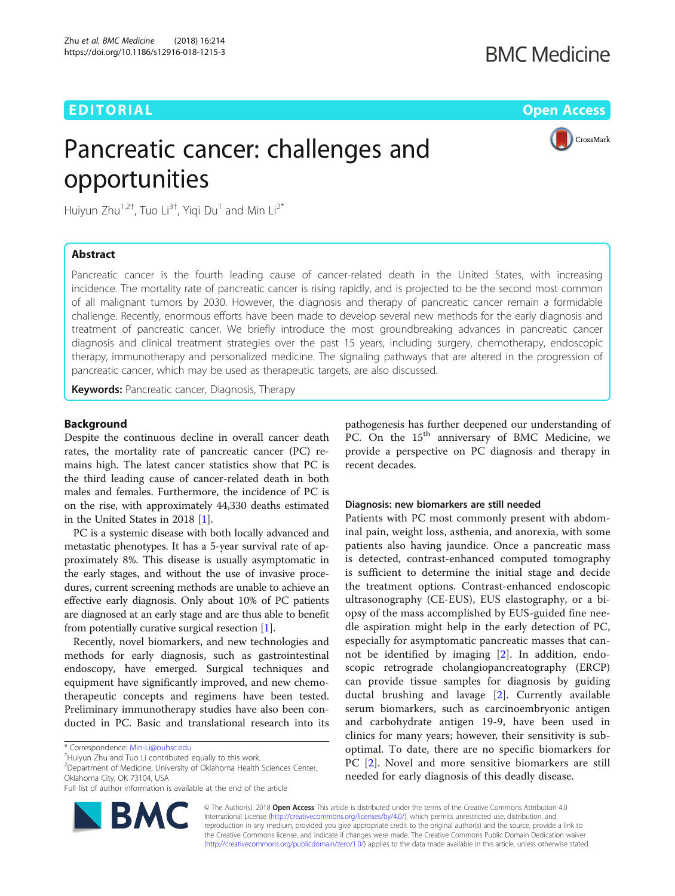EDITORIAL

Open Access

# Pancreatic cancer: challenges and opportunities

Huiyun Zhu[1,2†], Tuo Li[3†], Yiqi Du[1] and Min Li[2*]

## Abstract

Pancreatic cancer is the fourth leading cause of cancer-related death in the United States, with increasing incidence. The mortality rate of pancreatic cancer is rising rapidly, and is projected to be the second most common of all malignant tumors by 2030. However, the diagnosis and therapy of pancreatic cancer remain a formidable challenge. Recently, enormous efforts have been made to develop several new methods for the early diagnosis and treatment of pancreatic cancer. We briefly introduce the most groundbreaking advances in pancreatic cancer diagnosis and clinical treatment strategies over the past 15 years, including surgery, chemotherapy, endoscopic therapy, immunotherapy and personalized medicine. The signaling pathways that are altered in the progression of pancreatic cancer, which may be used as therapeutic targets, are also discussed.

**Keywords:** Pancreatic cancer, Diagnosis, Therapy

## Background

Despite the continuous decline in overall cancer death rates, the mortality rate of pancreatic cancer (PC) remains high. The latest cancer statistics show that PC is the third leading cause of cancer-related death in both males and females. Furthermore, the incidence of PC is on the rise, with approximately 44,330 deaths estimated in the United States in 2018 [1].

PC is a systemic disease with both locally advanced and metastatic phenotypes. It has a 5-year survival rate of approximately 8%. This disease is usually asymptomatic in the early stages, and without the use of invasive procedures, current screening methods are unable to achieve an effective early diagnosis. Only about 10% of PC patients are diagnosed at an early stage and are thus able to benefit from potentially curative surgical resection [1].

Recently, novel biomarkers, and new technologies and methods for early diagnosis, such as gastrointestinal endoscopy, have emerged. Surgical techniques and equipment have significantly improved, and new chemotherapeutic concepts and regimens have been tested. Preliminary immunotherapy studies have also been conducted in PC. Basic and translational research into its pathogenesis has further deepened our understanding of PC. On the 15th anniversary of BMC Medicine, we provide a perspective on PC diagnosis and therapy in recent decades.

### Diagnosis: new biomarkers are still needed

Patients with PC most commonly present with abdominal pain, weight loss, asthenia, and anorexia, with some patients also having jaundice. Once a pancreatic mass is detected, contrast-enhanced computed tomography is sufficient to determine the initial stage and decide the treatment options. Contrast-enhanced endoscopic ultrasonography (CE-EUS), EUS elastography, or a biopsy of the mass accomplished by EUS-guided fine needle aspiration might help in the early detection of PC, especially for asymptomatic pancreatic masses that cannot be identified by imaging [2]. In addition, endoscopic retrograde cholangiopancreatography (ERCP) can provide tissue samples for diagnosis by guiding ductal brushing and lavage [2]. Currently available serum biomarkers, such as carcinoembryonic antigen and carbohydrate antigen 19-9, have been used in clinics for many years; however, their sensitivity is suboptimal. To date, there are no specific biomarkers for PC [2]. Novel and more sensitive biomarkers are still needed for early diagnosis of this deadly disease.

\* Correspondence: Min-Li@ouhsc.edu

†Huiyun Zhu and Tuo Li contributed equally to this work.

[2]Department of Medicine, University of Oklahoma Health Sciences Center, Oklahoma City, OK 73104, USA

Full list of author information is available at the end of the article

© The Author(s). 2018 **Open Access** This article is distributed under the terms of the Creative Commons Attribution 4.0 International License (http://creativecommons.org/licenses/by/4.0/), which permits unrestricted use, distribution, and reproduction in any medium, provided you give appropriate credit to the original author(s) and the source, provide a link to the Creative Commons license, and indicate if changes were made. The Creative Commons Public Domain Dedication waiver (http://creativecommons.org/publicdomain/zero/1.0/) applies to the data made available in this article, unless otherwise stated.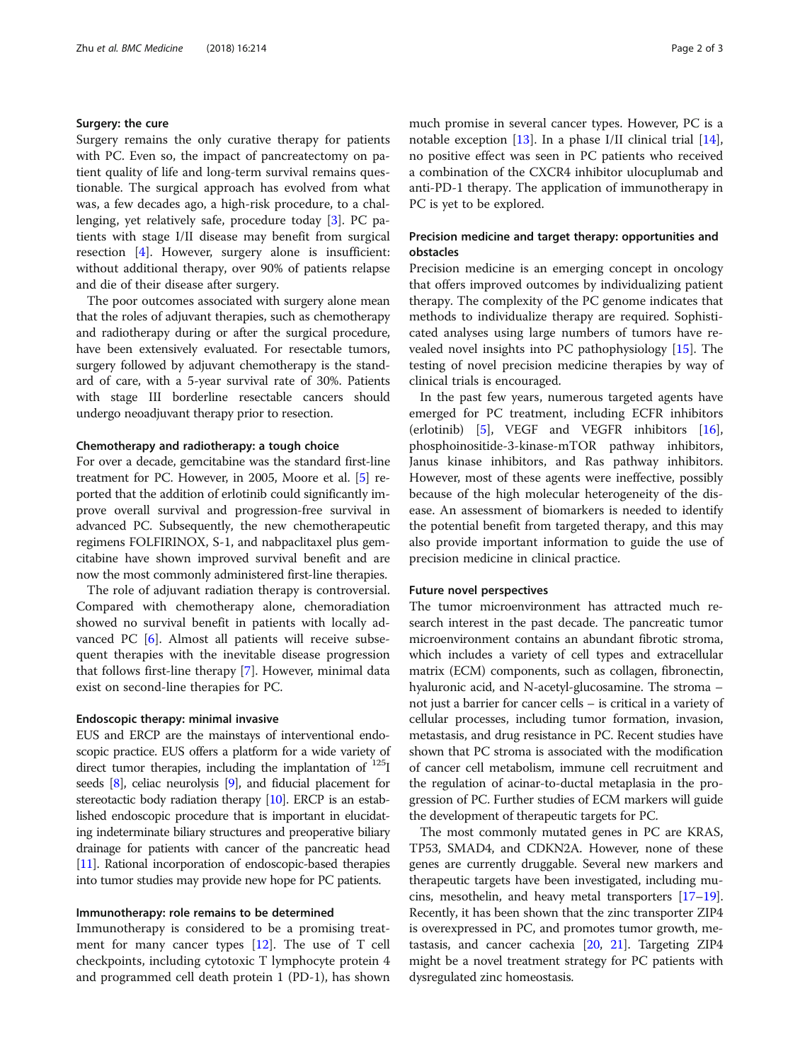### Surgery: the cure

Surgery remains the only curative therapy for patients with PC. Even so, the impact of pancreatectomy on patient quality of life and long-term survival remains questionable. The surgical approach has evolved from what was, a few decades ago, a high-risk procedure, to a challenging, yet relatively safe, procedure today [3]. PC patients with stage I/II disease may benefit from surgical resection [4]. However, surgery alone is insufficient: without additional therapy, over 90% of patients relapse and die of their disease after surgery.

The poor outcomes associated with surgery alone mean that the roles of adjuvant therapies, such as chemotherapy and radiotherapy during or after the surgical procedure, have been extensively evaluated. For resectable tumors, surgery followed by adjuvant chemotherapy is the standard of care, with a 5-year survival rate of 30%. Patients with stage III borderline resectable cancers should undergo neoadjuvant therapy prior to resection.

### Chemotherapy and radiotherapy: a tough choice

For over a decade, gemcitabine was the standard first-line treatment for PC. However, in 2005, Moore et al. [5] reported that the addition of erlotinib could significantly improve overall survival and progression-free survival in advanced PC. Subsequently, the new chemotherapeutic regimens FOLFIRINOX, S-1, and nabpaclitaxel plus gemcitabine have shown improved survival benefit and are now the most commonly administered first-line therapies.

The role of adjuvant radiation therapy is controversial. Compared with chemotherapy alone, chemoradiation showed no survival benefit in patients with locally advanced PC [6]. Almost all patients will receive subsequent therapies with the inevitable disease progression that follows first-line therapy [7]. However, minimal data exist on second-line therapies for PC.

### Endoscopic therapy: minimal invasive

EUS and ERCP are the mainstays of interventional endoscopic practice. EUS offers a platform for a wide variety of direct tumor therapies, including the implantation of $^{125}$I seeds [8], celiac neurolysis [9], and fiducial placement for stereotactic body radiation therapy [10]. ERCP is an established endoscopic procedure that is important in elucidating indeterminate biliary structures and preoperative biliary drainage for patients with cancer of the pancreatic head [11]. Rational incorporation of endoscopic-based therapies into tumor studies may provide new hope for PC patients.

### Immunotherapy: role remains to be determined

Immunotherapy is considered to be a promising treatment for many cancer types [12]. The use of T cell checkpoints, including cytotoxic T lymphocyte protein 4 and programmed cell death protein 1 (PD-1), has shown much promise in several cancer types. However, PC is a notable exception [13]. In a phase I/II clinical trial [14], no positive effect was seen in PC patients who received a combination of the CXCR4 inhibitor ulocuplumab and anti-PD-1 therapy. The application of immunotherapy in PC is yet to be explored.

### Precision medicine and target therapy: opportunities and obstacles

Precision medicine is an emerging concept in oncology that offers improved outcomes by individualizing patient therapy. The complexity of the PC genome indicates that methods to individualize therapy are required. Sophisticated analyses using large numbers of tumors have revealed novel insights into PC pathophysiology [15]. The testing of novel precision medicine therapies by way of clinical trials is encouraged.

In the past few years, numerous targeted agents have emerged for PC treatment, including ECFR inhibitors (erlotinib) [5], VEGF and VEGFR inhibitors [16], phosphoinositide-3-kinase-mTOR pathway inhibitors, Janus kinase inhibitors, and Ras pathway inhibitors. However, most of these agents were ineffective, possibly because of the high molecular heterogeneity of the disease. An assessment of biomarkers is needed to identify the potential benefit from targeted therapy, and this may also provide important information to guide the use of precision medicine in clinical practice.

### Future novel perspectives

The tumor microenvironment has attracted much research interest in the past decade. The pancreatic tumor microenvironment contains an abundant fibrotic stroma, which includes a variety of cell types and extracellular matrix (ECM) components, such as collagen, fibronectin, hyaluronic acid, and N-acetyl-glucosamine. The stroma – not just a barrier for cancer cells – is critical in a variety of cellular processes, including tumor formation, invasion, metastasis, and drug resistance in PC. Recent studies have shown that PC stroma is associated with the modification of cancer cell metabolism, immune cell recruitment and the regulation of acinar-to-ductal metaplasia in the progression of PC. Further studies of ECM markers will guide the development of therapeutic targets for PC.

The most commonly mutated genes in PC are KRAS, TP53, SMAD4, and CDKN2A. However, none of these genes are currently druggable. Several new markers and therapeutic targets have been investigated, including mucins, mesothelin, and heavy metal transporters [17–19]. Recently, it has been shown that the zinc transporter ZIP4 is overexpressed in PC, and promotes tumor growth, metastasis, and cancer cachexia [20, 21]. Targeting ZIP4 might be a novel treatment strategy for PC patients with dysregulated zinc homeostasis.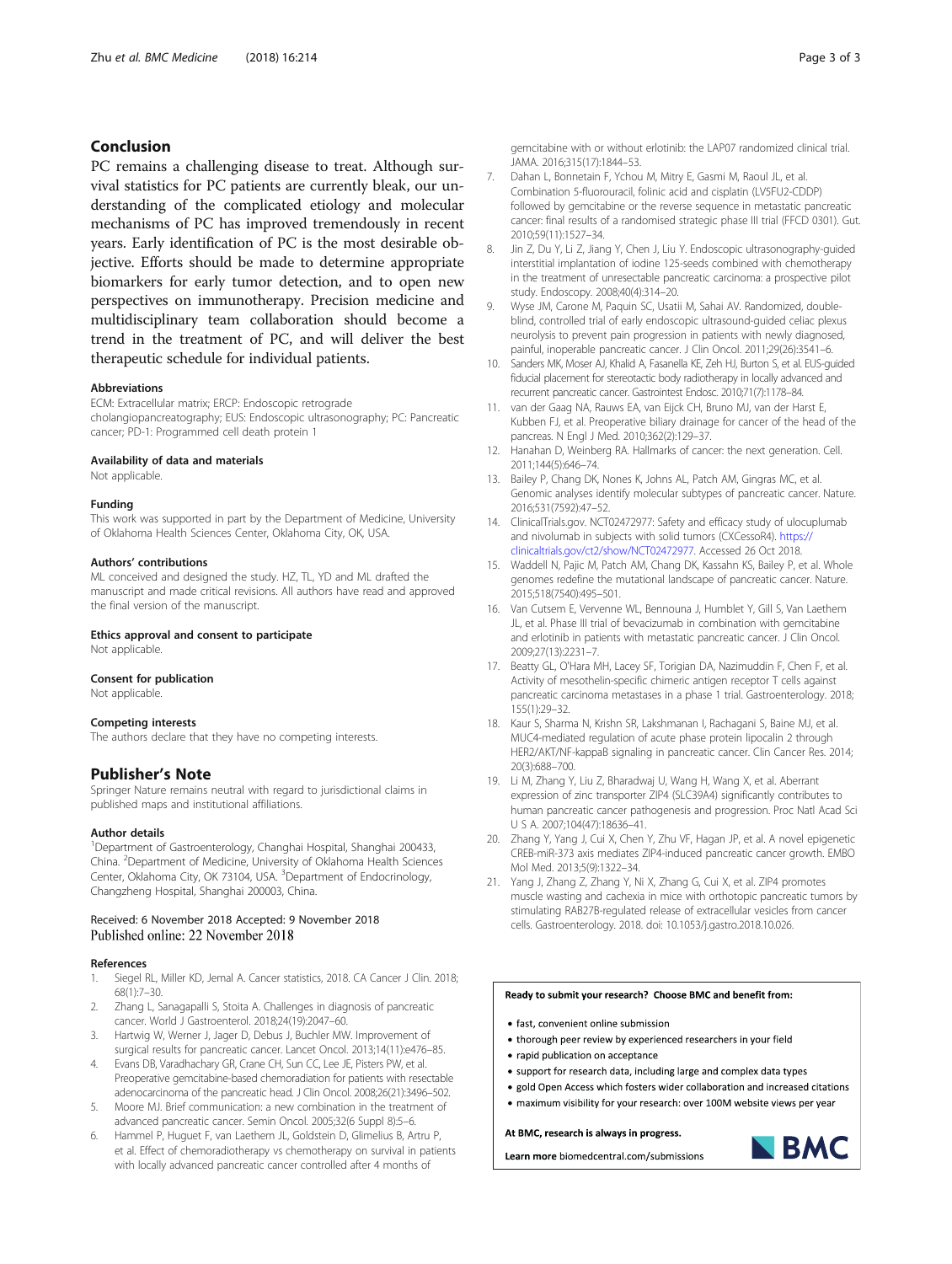## Conclusion

PC remains a challenging disease to treat. Although survival statistics for PC patients are currently bleak, our understanding of the complicated etiology and molecular mechanisms of PC has improved tremendously in recent years. Early identification of PC is the most desirable objective. Efforts should be made to determine appropriate biomarkers for early tumor detection, and to open new perspectives on immunotherapy. Precision medicine and multidisciplinary team collaboration should become a trend in the treatment of PC, and will deliver the best therapeutic schedule for individual patients.

### Abbreviations

ECM: Extracellular matrix; ERCP: Endoscopic retrograde cholangiopancreatography; EUS: Endoscopic ultrasonography; PC: Pancreatic cancer; PD-1: Programmed cell death protein 1

### Availability of data and materials

Not applicable.

### Funding

This work was supported in part by the Department of Medicine, University of Oklahoma Health Sciences Center, Oklahoma City, OK, USA.

### Authors' contributions

ML conceived and designed the study. HZ, TL, YD and ML drafted the manuscript and made critical revisions. All authors have read and approved the final version of the manuscript.

### Ethics approval and consent to participate

Not applicable.

### Consent for publication

Not applicable.

### Competing interests

The authors declare that they have no competing interests.

## Publisher's Note

Springer Nature remains neutral with regard to jurisdictional claims in published maps and institutional affiliations.

### Author details

[1]Department of Gastroenterology, Changhai Hospital, Shanghai 200433, China. [2]Department of Medicine, University of Oklahoma Health Sciences Center, Oklahoma City, OK 73104, USA. [3]Department of Endocrinology, Changzheng Hospital, Shanghai 200003, China.

Received: 6 November 2018 Accepted: 9 November 2018
Published online: 22 November 2018

### References

1. Siegel RL, Miller KD, Jemal A. Cancer statistics, 2018. CA Cancer J Clin. 2018; 68(1):7–30.
2. Zhang L, Sanagapalli S, Stoita A. Challenges in diagnosis of pancreatic cancer. World J Gastroenterol. 2018;24(19):2047–60.
3. Hartwig W, Werner J, Jager D, Debus J, Buchler MW. Improvement of surgical results for pancreatic cancer. Lancet Oncol. 2013;14(11):e476–85.
4. Evans DB, Varadhachary GR, Crane CH, Sun CC, Lee JE, Pisters PW, et al. Preoperative gemcitabine-based chemoradiation for patients with resectable adenocarcinoma of the pancreatic head. J Clin Oncol. 2008;26(21):3496–502.
5. Moore MJ. Brief communication: a new combination in the treatment of advanced pancreatic cancer. Semin Oncol. 2005;32(6 Suppl 8):5–6.
6. Hammel P, Huguet F, van Laethem JL, Goldstein D, Glimelius B, Artru P, et al. Effect of chemoradiotherapy vs chemotherapy on survival in patients with locally advanced pancreatic cancer controlled after 4 months of gemcitabine with or without erlotinib: the LAP07 randomized clinical trial. JAMA. 2016;315(17):1844–53.
7. Dahan L, Bonnetain F, Ychou M, Mitry E, Gasmi M, Raoul JL, et al. Combination 5-fluorouracil, folinic acid and cisplatin (LV5FU2-CDDP) followed by gemcitabine or the reverse sequence in metastatic pancreatic cancer: final results of a randomised strategic phase III trial (FFCD 0301). Gut. 2010;59(11):1527–34.
8. Jin Z, Du Y, Li Z, Jiang Y, Chen J, Liu Y. Endoscopic ultrasonography-guided interstitial implantation of iodine 125-seeds combined with chemotherapy in the treatment of unresectable pancreatic carcinoma: a prospective pilot study. Endoscopy. 2008;40(4):314–20.
9. Wyse JM, Carone M, Paquin SC, Usatii M, Sahai AV. Randomized, double-blind, controlled trial of early endoscopic ultrasound-guided celiac plexus neurolysis to prevent pain progression in patients with newly diagnosed, painful, inoperable pancreatic cancer. J Clin Oncol. 2011;29(26):3541–6.
10. Sanders MK, Moser AJ, Khalid A, Fasanella KE, Zeh HJ, Burton S, et al. EUS-guided fiducial placement for stereotactic body radiotherapy in locally advanced and recurrent pancreatic cancer. Gastrointest Endosc. 2010;71(7):1178–84.
11. van der Gaag NA, Rauws EA, van Eijck CH, Bruno MJ, van der Harst E, Kubben FJ, et al. Preoperative biliary drainage for cancer of the head of the pancreas. N Engl J Med. 2010;362(2):129–37.
12. Hanahan D, Weinberg RA. Hallmarks of cancer: the next generation. Cell. 2011;144(5):646–74.
13. Bailey P, Chang DK, Nones K, Johns AL, Patch AM, Gingras MC, et al. Genomic analyses identify molecular subtypes of pancreatic cancer. Nature. 2016;531(7592):47–52.
14. ClinicalTrials.gov. NCT02472977: Safety and efficacy study of ulocuplumab and nivolumab in subjects with solid tumors (CXCessoR4). https://clinicaltrials.gov/ct2/show/NCT02472977. Accessed 26 Oct 2018.
15. Waddell N, Pajic M, Patch AM, Chang DK, Kassahn KS, Bailey P, et al. Whole genomes redefine the mutational landscape of pancreatic cancer. Nature. 2015;518(7540):495–501.
16. Van Cutsem E, Vervenne WL, Bennouna J, Humblet Y, Gill S, Van Laethem JL, et al. Phase III trial of bevacizumab in combination with gemcitabine and erlotinib in patients with metastatic pancreatic cancer. J Clin Oncol. 2009;27(13):2231–7.
17. Beatty GL, O'Hara MH, Lacey SF, Torigian DA, Nazimuddin F, Chen F, et al. Activity of mesothelin-specific chimeric antigen receptor T cells against pancreatic carcinoma metastases in a phase 1 trial. Gastroenterology. 2018; 155(1):29–32.
18. Kaur S, Sharma N, Krishn SR, Lakshmanan I, Rachagani S, Baine MJ, et al. MUC4-mediated regulation of acute phase protein lipocalin 2 through HER2/AKT/NF-kappaB signaling in pancreatic cancer. Clin Cancer Res. 2014; 20(3):688–700.
19. Li M, Zhang Y, Liu Z, Bharadwaj U, Wang H, Wang X, et al. Aberrant expression of zinc transporter ZIP4 (SLC39A4) significantly contributes to human pancreatic cancer pathogenesis and progression. Proc Natl Acad Sci U S A. 2007;104(47):18636–41.
20. Zhang Y, Yang J, Cui X, Chen Y, Zhu VF, Hagan JP, et al. A novel epigenetic CREB-miR-373 axis mediates ZIP4-induced pancreatic cancer growth. EMBO Mol Med. 2013;5(9):1322–34.
21. Yang J, Zhang Z, Zhang Y, Ni X, Zhang G, Cui X, et al. ZIP4 promotes muscle wasting and cachexia in mice with orthotopic pancreatic tumors by stimulating RAB27B-regulated release of extracellular vesicles from cancer cells. Gastroenterology. 2018. doi: 10.1053/j.gastro.2018.10.026.

**Ready to submit your research? Choose BMC and benefit from:**

- fast, convenient online submission
- thorough peer review by experienced researchers in your field
- rapid publication on acceptance
- support for research data, including large and complex data types
- gold Open Access which fosters wider collaboration and increased citations
- maximum visibility for your research: over 100M website views per year

**At BMC, research is always in progress.**

**Learn more** biomedcentral.com/submissions

BMC